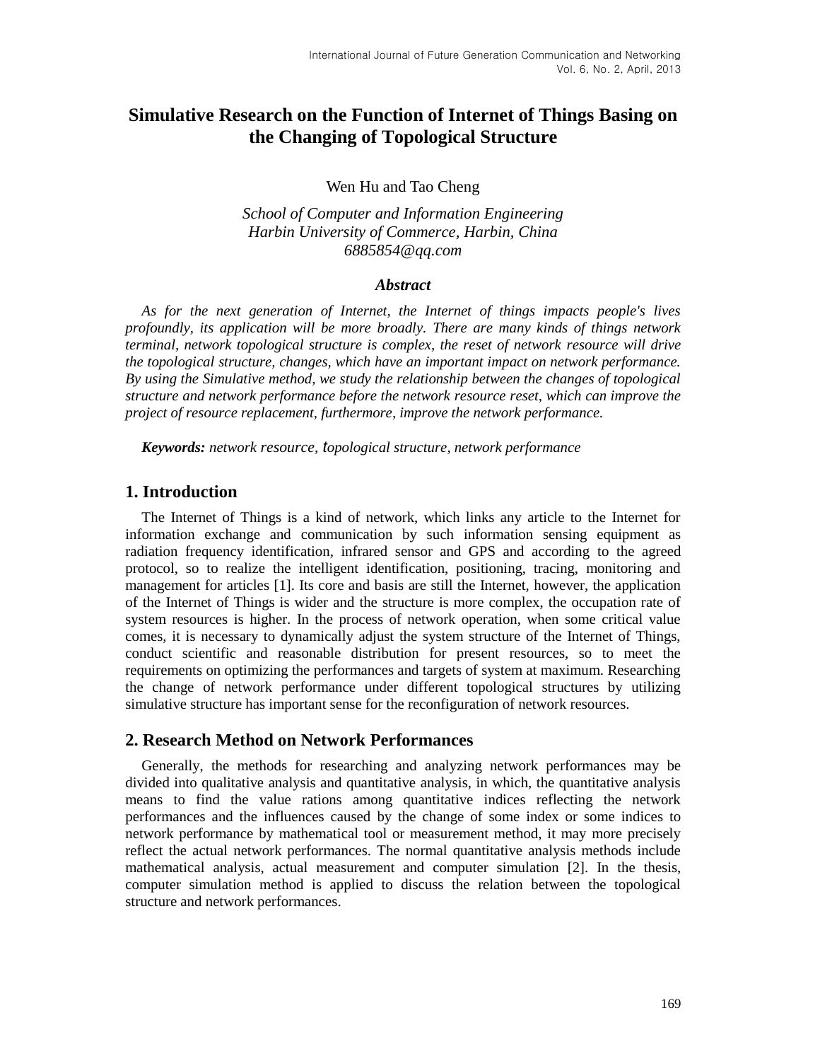# Simulative Research on the Function of Internet of Things Basing on the Changing of Topological Structure

Wen Hu and Tao Cheng

*School of Computer and Information Engineering*
*Harbin University of Commerce, Harbin, China*
*6885854@qq.com*

### *Abstract*

*As for the next generation of Internet, the Internet of things impacts people's lives profoundly, its application will be more broadly. There are many kinds of things network terminal, network topological structure is complex, the reset of network resource will drive the topological structure, changes, which have an important impact on network performance. By using the Simulative method, we study the relationship between the changes of topological structure and network performance before the network resource reset, which can improve the project of resource replacement, furthermore, improve the network performance.*

***Keywords:*** *network resource, topological structure, network performance*

## 1. Introduction

The Internet of Things is a kind of network, which links any article to the Internet for information exchange and communication by such information sensing equipment as radiation frequency identification, infrared sensor and GPS and according to the agreed protocol, so to realize the intelligent identification, positioning, tracing, monitoring and management for articles [1]. Its core and basis are still the Internet, however, the application of the Internet of Things is wider and the structure is more complex, the occupation rate of system resources is higher. In the process of network operation, when some critical value comes, it is necessary to dynamically adjust the system structure of the Internet of Things, conduct scientific and reasonable distribution for present resources, so to meet the requirements on optimizing the performances and targets of system at maximum. Researching the change of network performance under different topological structures by utilizing simulative structure has important sense for the reconfiguration of network resources.

## 2. Research Method on Network Performances

Generally, the methods for researching and analyzing network performances may be divided into qualitative analysis and quantitative analysis, in which, the quantitative analysis means to find the value rations among quantitative indices reflecting the network performances and the influences caused by the change of some index or some indices to network performance by mathematical tool or measurement method, it may more precisely reflect the actual network performances. The normal quantitative analysis methods include mathematical analysis, actual measurement and computer simulation [2]. In the thesis, computer simulation method is applied to discuss the relation between the topological structure and network performances.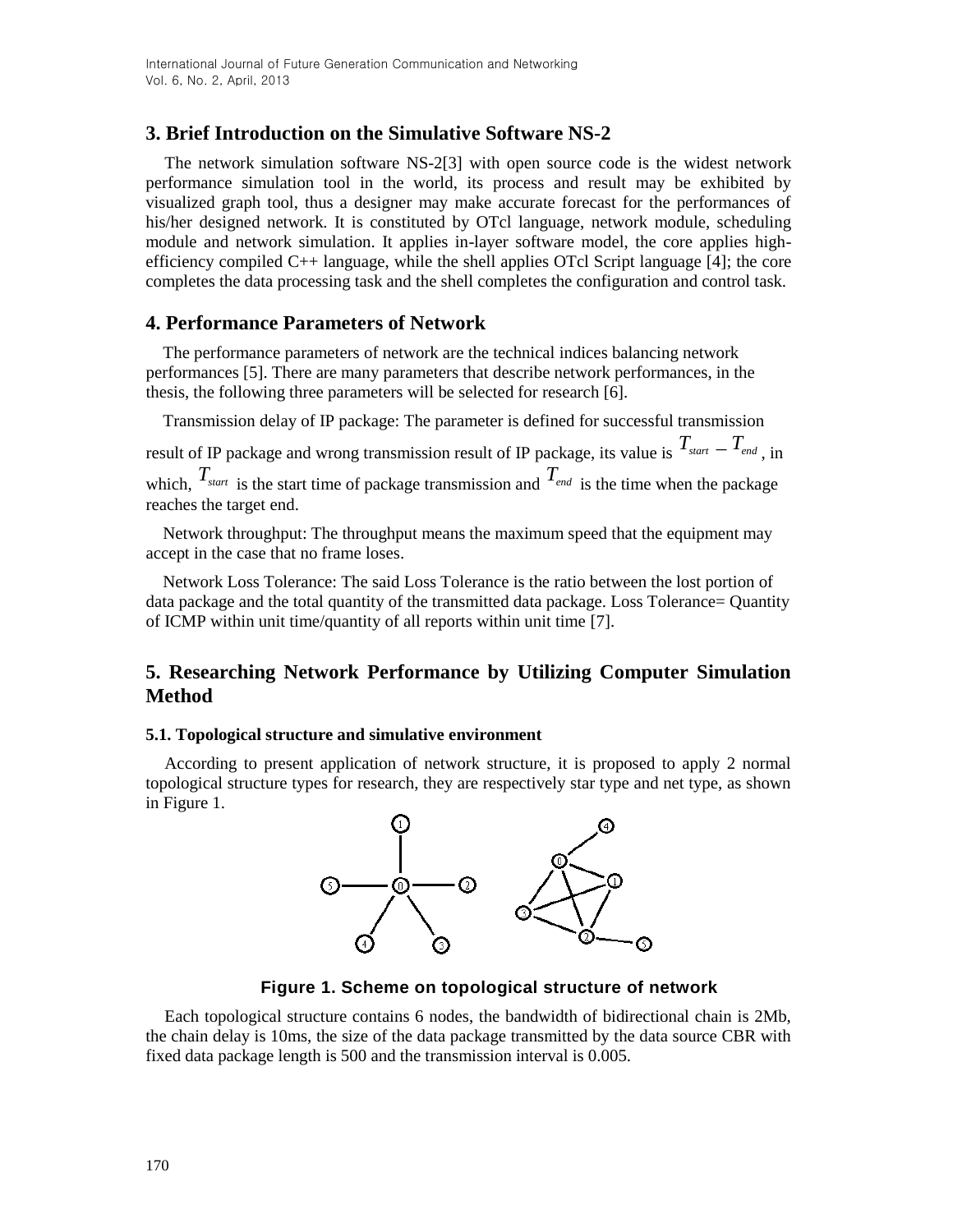## 3. Brief Introduction on the Simulative Software NS-2

The network simulation software NS-2[3] with open source code is the widest network performance simulation tool in the world, its process and result may be exhibited by visualized graph tool, thus a designer may make accurate forecast for the performances of his/her designed network. It is constituted by OTcl language, network module, scheduling module and network simulation. It applies in-layer software model, the core applies high-efficiency compiled C++ language, while the shell applies OTcl Script language [4]; the core completes the data processing task and the shell completes the configuration and control task.

## 4. Performance Parameters of Network

The performance parameters of network are the technical indices balancing network performances [5]. There are many parameters that describe network performances, in the thesis, the following three parameters will be selected for research [6].

Transmission delay of IP package: The parameter is defined for successful transmission result of IP package and wrong transmission result of IP package, its value is $T_{start} - T_{end}$, in which, $T_{start}$ is the start time of package transmission and $T_{end}$ is the time when the package reaches the target end.

Network throughput: The throughput means the maximum speed that the equipment may accept in the case that no frame loses.

Network Loss Tolerance: The said Loss Tolerance is the ratio between the lost portion of data package and the total quantity of the transmitted data package. Loss Tolerance= Quantity of ICMP within unit time/quantity of all reports within unit time [7].

## 5. Researching Network Performance by Utilizing Computer Simulation Method

### 5.1. Topological structure and simulative environment

According to present application of network structure, it is proposed to apply 2 normal topological structure types for research, they are respectively star type and net type, as shown in Figure 1.

**Figure 1. Scheme on topological structure of network**

Each topological structure contains 6 nodes, the bandwidth of bidirectional chain is 2Mb, the chain delay is 10ms, the size of the data package transmitted by the data source CBR with fixed data package length is 500 and the transmission interval is 0.005.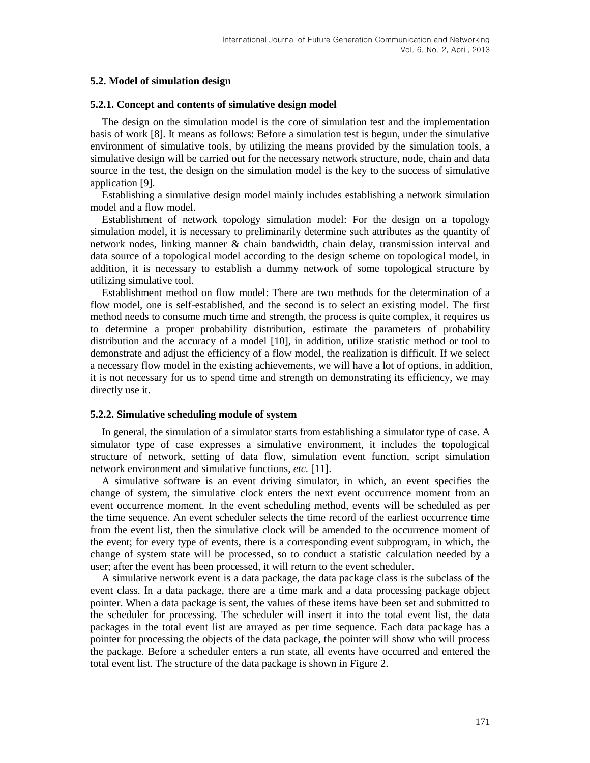### 5.2. Model of simulation design

#### 5.2.1. Concept and contents of simulative design model

The design on the simulation model is the core of simulation test and the implementation basis of work [8]. It means as follows: Before a simulation test is begun, under the simulative environment of simulative tools, by utilizing the means provided by the simulation tools, a simulative design will be carried out for the necessary network structure, node, chain and data source in the test, the design on the simulation model is the key to the success of simulative application [9].

Establishing a simulative design model mainly includes establishing a network simulation model and a flow model.

Establishment of network topology simulation model: For the design on a topology simulation model, it is necessary to preliminarily determine such attributes as the quantity of network nodes, linking manner & chain bandwidth, chain delay, transmission interval and data source of a topological model according to the design scheme on topological model, in addition, it is necessary to establish a dummy network of some topological structure by utilizing simulative tool.

Establishment method on flow model: There are two methods for the determination of a flow model, one is self-established, and the second is to select an existing model. The first method needs to consume much time and strength, the process is quite complex, it requires us to determine a proper probability distribution, estimate the parameters of probability distribution and the accuracy of a model [10], in addition, utilize statistic method or tool to demonstrate and adjust the efficiency of a flow model, the realization is difficult. If we select a necessary flow model in the existing achievements, we will have a lot of options, in addition, it is not necessary for us to spend time and strength on demonstrating its efficiency, we may directly use it.

#### 5.2.2. Simulative scheduling module of system

In general, the simulation of a simulator starts from establishing a simulator type of case. A simulator type of case expresses a simulative environment, it includes the topological structure of network, setting of data flow, simulation event function, script simulation network environment and simulative functions, *etc.* [11].

A simulative software is an event driving simulator, in which, an event specifies the change of system, the simulative clock enters the next event occurrence moment from an event occurrence moment. In the event scheduling method, events will be scheduled as per the time sequence. An event scheduler selects the time record of the earliest occurrence time from the event list, then the simulative clock will be amended to the occurrence moment of the event; for every type of events, there is a corresponding event subprogram, in which, the change of system state will be processed, so to conduct a statistic calculation needed by a user; after the event has been processed, it will return to the event scheduler.

A simulative network event is a data package, the data package class is the subclass of the event class. In a data package, there are a time mark and a data processing package object pointer. When a data package is sent, the values of these items have been set and submitted to the scheduler for processing. The scheduler will insert it into the total event list, the data packages in the total event list are arrayed as per time sequence. Each data package has a pointer for processing the objects of the data package, the pointer will show who will process the package. Before a scheduler enters a run state, all events have occurred and entered the total event list. The structure of the data package is shown in Figure 2.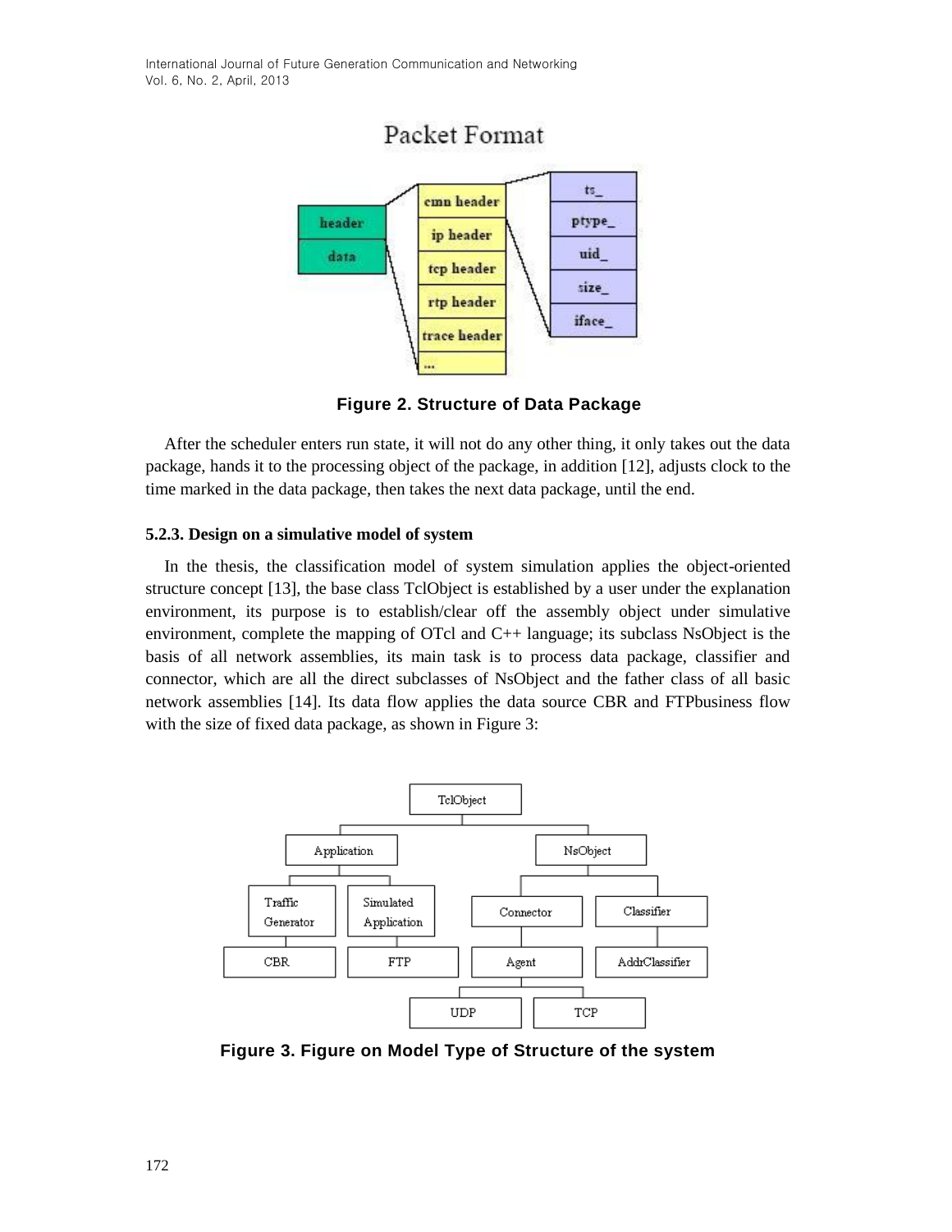Figure 2. Structure of Data Package

After the scheduler enters run state, it will not do any other thing, it only takes out the data package, hands it to the processing object of the package, in addition [12], adjusts clock to the time marked in the data package, then takes the next data package, until the end.

### 5.2.3. Design on a simulative model of system

In the thesis, the classification model of system simulation applies the object-oriented structure concept [13], the base class TclObject is established by a user under the explanation environment, its purpose is to establish/clear off the assembly object under simulative environment, complete the mapping of OTcl and C++ language; its subclass NsObject is the basis of all network assemblies, its main task is to process data package, classifier and connector, which are all the direct subclasses of NsObject and the father class of all basic network assemblies [14]. Its data flow applies the data source CBR and FTPbusiness flow with the size of fixed data package, as shown in Figure 3:

Figure 3. Figure on Model Type of Structure of the system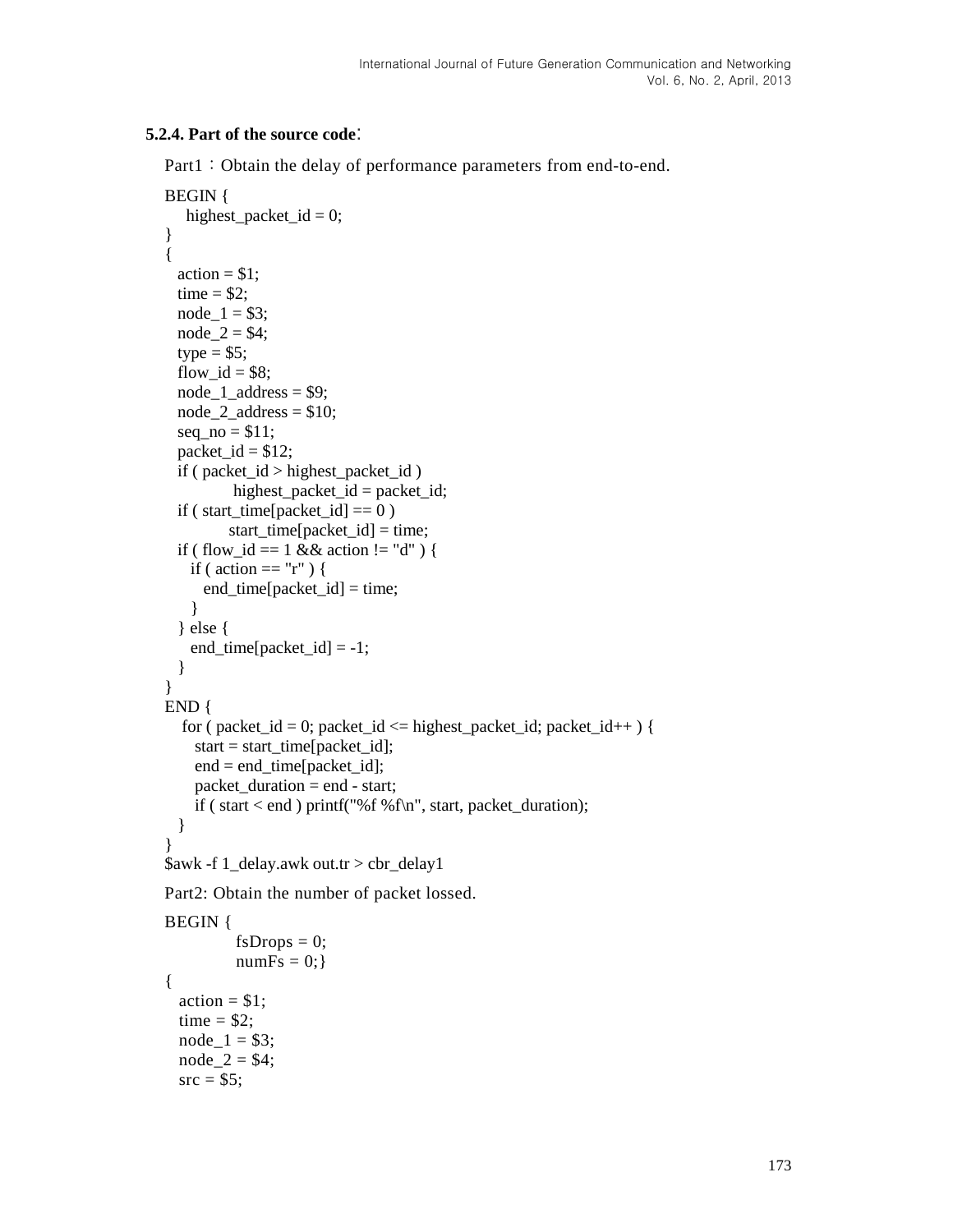#### 5.2.4. Part of the source code:

Part1：Obtain the delay of performance parameters from end-to-end.

```
BEGIN {
    highest_packet_id = 0;
}
{
  action = $1;
  time = $2;
  node_1 = $3;
  node_2 = $4;
  type = $5;
  flow_id = $8;
  node_1_address = $9;
  node_2_address = $10;
  seq_no = $11;
  packet_id = $12;
  if ( packet_id > highest_packet_id )
           highest_packet_id = packet_id;
  if ( start_time[packet_id] == 0 )
           start_time[packet_id] = time;
  if ( flow_id == 1 && action != "d" ) {
     if ( action == "r" ) {
       end_time[packet_id] = time;
     }
  } else {
     end_time[packet_id] = -1;
  }
}
END {
   for ( packet_id = 0; packet_id <= highest_packet_id; packet_id++ ) {
      start = start_time[packet_id];
      end = end_time[packet_id];
      packet_duration = end - start;
      if ( start < end ) printf("%f %f\n", start, packet_duration);
  }
}
$awk -f 1_delay.awk out.tr > cbr_delay1
```

Part2: Obtain the number of packet lossed.

```
BEGIN {
           fsDrops = 0;
           numFs = 0;}
{
   action = $1;
   time = $2;
   node_1 = $3;
   node_2 = $4;
   src = $5;
```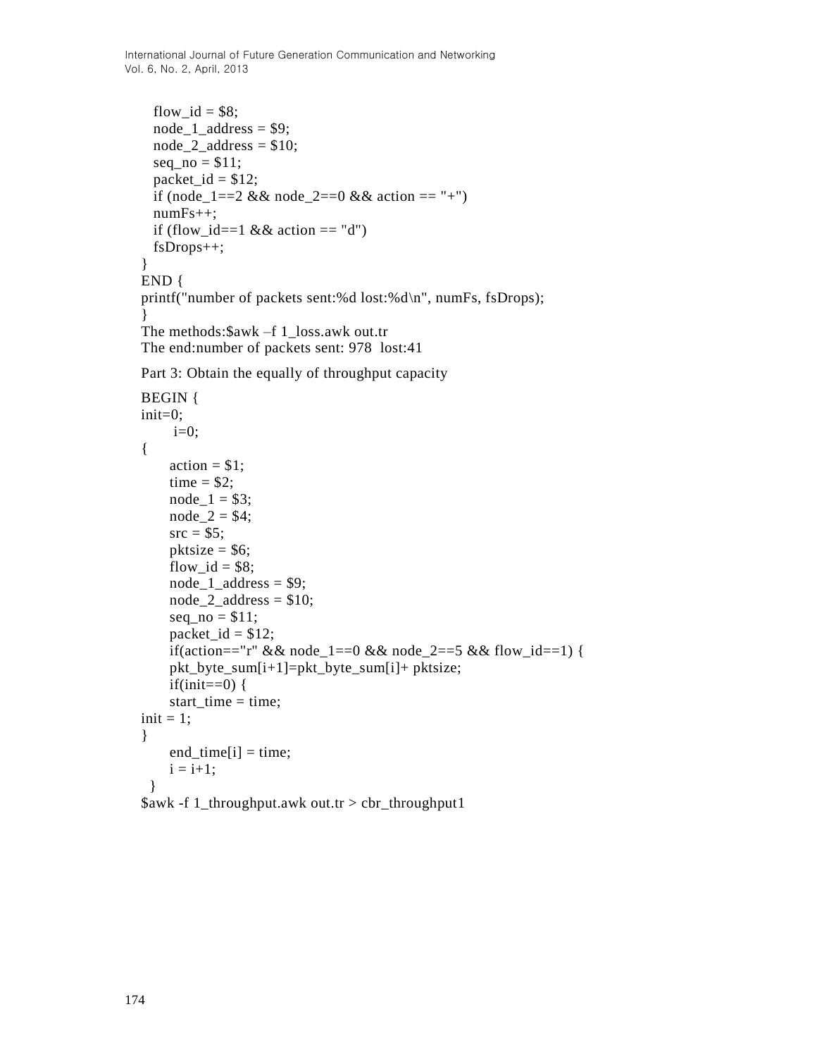```
flow_id = $8;
node_1_address = $9;
node_2_address = $10;
seq_no = $11;
packet_id = $12;
if (node_1==2 && node_2==0 && action == "+")
numFs++;
if (flow_id==1 && action == "d")
fsDrops++;
}
END {
printf("number of packets sent:%d lost:%d\n", numFs, fsDrops);
}
```

The methods:$awk –f 1_loss.awk out.tr

The end:number of packets sent: 978 lost:41

Part 3: Obtain the equally of throughput capacity

```
BEGIN {
init=0;
      i=0;
{
      action = $1;
      time = $2;
      node_1 = $3;
      node_2 = $4;
      src = $5;
      pktsize = $6;
      flow_id = $8;
      node_1_address = $9;
      node_2_address = $10;
      seq_no = $11;
      packet_id = $12;
      if(action=="r" && node_1==0 && node_2==5 && flow_id==1) {
      pkt_byte_sum[i+1]=pkt_byte_sum[i]+ pktsize;
      if(init==0) {
      start_time = time;
init = 1;
}
      end_time[i] = time;
      i = i+1;
  }
$awk -f 1_throughput.awk out.tr > cbr_throughput1
```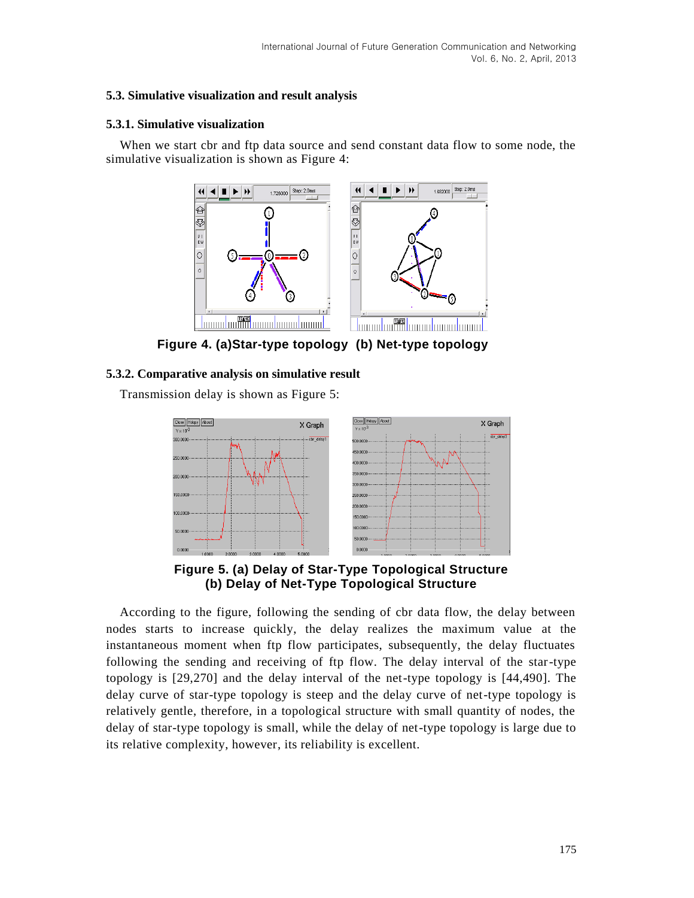### 5.3. Simulative visualization and result analysis

#### 5.3.1. Simulative visualization

When we start cbr and ftp data source and send constant data flow to some node, the simulative visualization is shown as Figure 4:

**Figure 4. (a)Star-type topology (b) Net-type topology**

#### 5.3.2. Comparative analysis on simulative result

Transmission delay is shown as Figure 5:

**Figure 5. (a) Delay of Star-Type Topological Structure**
**(b) Delay of Net-Type Topological Structure**

According to the figure, following the sending of cbr data flow, the delay between nodes starts to increase quickly, the delay realizes the maximum value at the instantaneous moment when ftp flow participates, subsequently, the delay fluctuates following the sending and receiving of ftp flow. The delay interval of the star-type topology is [29,270] and the delay interval of the net-type topology is [44,490]. The delay curve of star-type topology is steep and the delay curve of net-type topology is relatively gentle, therefore, in a topological structure with small quantity of nodes, the delay of star-type topology is small, while the delay of net-type topology is large due to its relative complexity, however, its reliability is excellent.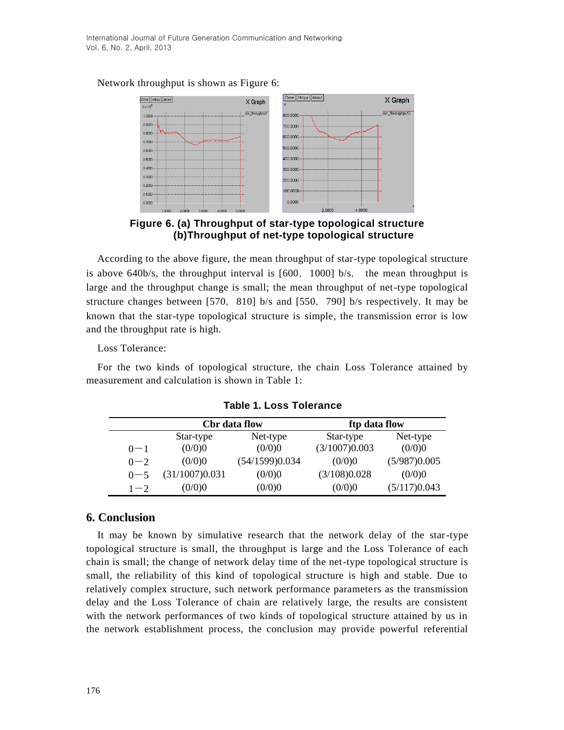Network throughput is shown as Figure 6:

**Figure 6. (a) Throughput of star-type topological structure (b)Throughput of net-type topological structure**

According to the above figure, the mean throughput of star-type topological structure is above 640b/s, the throughput interval is [600， 1000] b/s， the mean throughput is large and the throughput change is small; the mean throughput of net-type topological structure changes between [570， 810] b/s and [550， 790] b/s respectively. It may be known that the star-type topological structure is simple, the transmission error is low and the throughput rate is high.

Loss Tolerance:

For the two kinds of topological structure, the chain Loss Tolerance attained by measurement and calculation is shown in Table 1:

**Table 1. Loss Tolerance**

| | Cbr data flow | | ftp data flow | |
|---|---|---|---|---|
| | Star-type | Net-type | Star-type | Net-type |
| 0－1 | (0/0)0 | (0/0)0 | (3/1007)0.003 | (0/0)0 |
| 0－2 | (0/0)0 | (54/1599)0.034 | (0/0)0 | (5/987)0.005 |
| 0－5 | (31/1007)0.031 | (0/0)0 | (3/108)0.028 | (0/0)0 |
| 1－2 | (0/0)0 | (0/0)0 | (0/0)0 | (5/117)0.043 |

## 6. Conclusion

It may be known by simulative research that the network delay of the star-type topological structure is small, the throughput is large and the Loss Tolerance of each chain is small; the change of network delay time of the net-type topological structure is small, the reliability of this kind of topological structure is high and stable. Due to relatively complex structure, such network performance parameters as the transmission delay and the Loss Tolerance of chain are relatively large, the results are consistent with the network performances of two kinds of topological structure attained by us in the network establishment process, the conclusion may provide powerful referential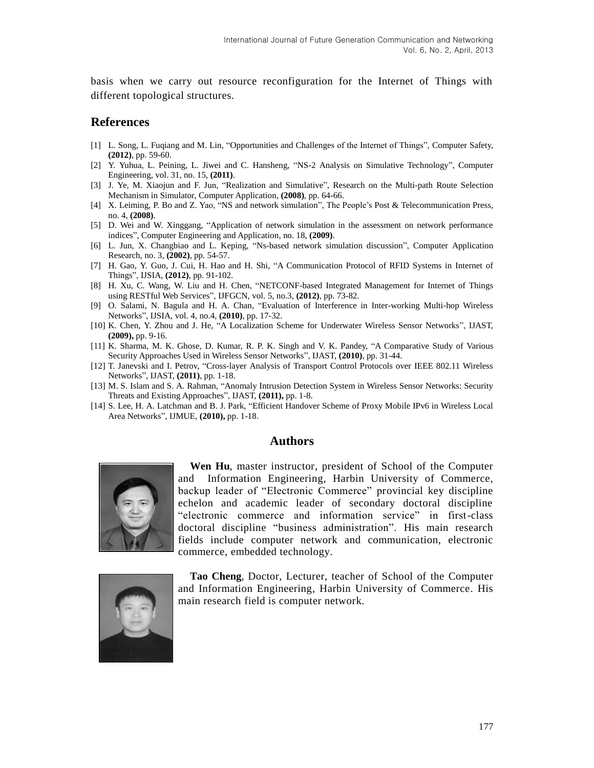basis when we carry out resource reconfiguration for the Internet of Things with different topological structures.

## References

[1] L. Song, L. Fuqiang and M. Lin, "Opportunities and Challenges of the Internet of Things", Computer Safety, **(2012)**, pp. 59-60.

[2] Y. Yuhua, L. Peining, L. Jiwei and C. Hansheng, "NS-2 Analysis on Simulative Technology", Computer Engineering, vol. 31, no. 15, **(2011)**.

[3] J. Ye, M. Xiaojun and F. Jun, "Realization and Simulative", Research on the Multi-path Route Selection Mechanism in Simulator, Computer Application, **(2008)**, pp. 64-66.

[4] X. Leiming, P. Bo and Z. Yao, "NS and network simulation", The People's Post & Telecommunication Press, no. 4, **(2008)**.

[5] D. Wei and W. Xinggang, "Application of network simulation in the assessment on network performance indices", Computer Engineering and Application, no. 18, **(2009)**.

[6] L. Jun, X. Changbiao and L. Keping, "Ns-based network simulation discussion", Computer Application Research, no. 3, **(2002)**, pp. 54-57.

[7] H. Gao, Y. Guo, J. Cui, H. Hao and H. Shi, "A Communication Protocol of RFID Systems in Internet of Things", IJSIA, **(2012)**, pp. 91-102.

[8] H. Xu, C. Wang, W. Liu and H. Chen, "NETCONF-based Integrated Management for Internet of Things using RESTful Web Services", IJFGCN, vol. 5, no.3, **(2012)**, pp. 73-82.

[9] O. Salami, N. Bagula and H. A. Chan, "Evaluation of Interference in Inter-working Multi-hop Wireless Networks", IJSIA, vol. 4, no.4, **(2010)**, pp. 17-32.

[10] K. Chen, Y. Zhou and J. He, "A Localization Scheme for Underwater Wireless Sensor Networks", IJAST, **(2009),** pp. 9-16.

[11] K. Sharma, M. K. Ghose, D. Kumar, R. P. K. Singh and V. K. Pandey, "A Comparative Study of Various Security Approaches Used in Wireless Sensor Networks", IJAST, **(2010)**, pp. 31-44.

[12] T. Janevski and I. Petrov, "Cross-layer Analysis of Transport Control Protocols over IEEE 802.11 Wireless Networks", IJAST, **(2011)**, pp. 1-18.

[13] M. S. Islam and S. A. Rahman, "Anomaly Intrusion Detection System in Wireless Sensor Networks: Security Threats and Existing Approaches", IJAST, **(2011),** pp. 1-8.

[14] S. Lee, H. A. Latchman and B. J. Park, "Efficient Handover Scheme of Proxy Mobile IPv6 in Wireless Local Area Networks", IJMUE, **(2010),** pp. 1-18.

## Authors

**Wen Hu**, master instructor, president of School of the Computer and Information Engineering, Harbin University of Commerce, backup leader of "Electronic Commerce" provincial key discipline echelon and academic leader of secondary doctoral discipline "electronic commerce and information service" in first-class doctoral discipline "business administration". His main research fields include computer network and communication, electronic commerce, embedded technology.

**Tao Cheng**, Doctor, Lecturer, teacher of School of the Computer and Information Engineering, Harbin University of Commerce. His main research field is computer network.